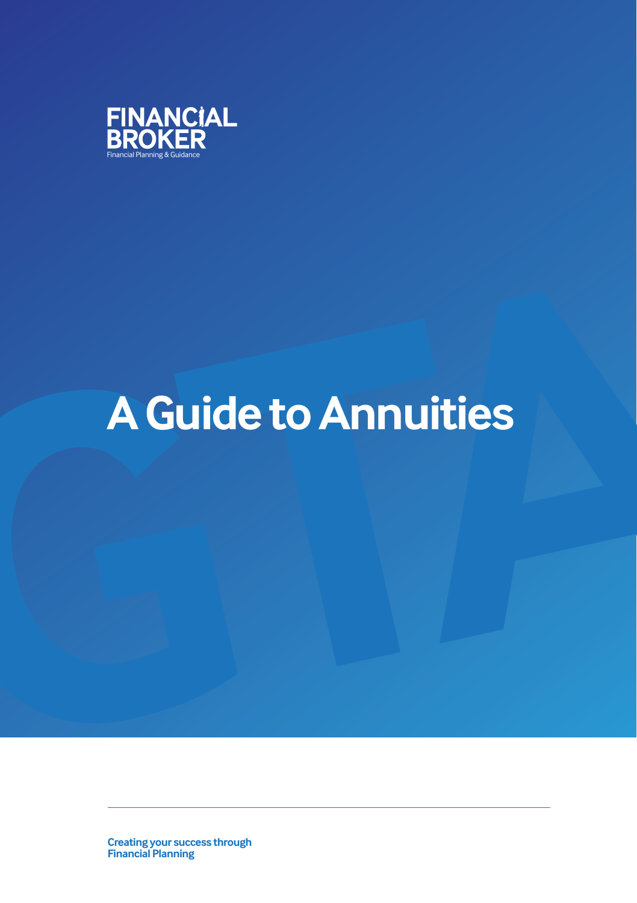FINANCIAL BROKER

Financial Planning & Guidance

# A Guide to Annuities

**Creating your success through Financial Planning**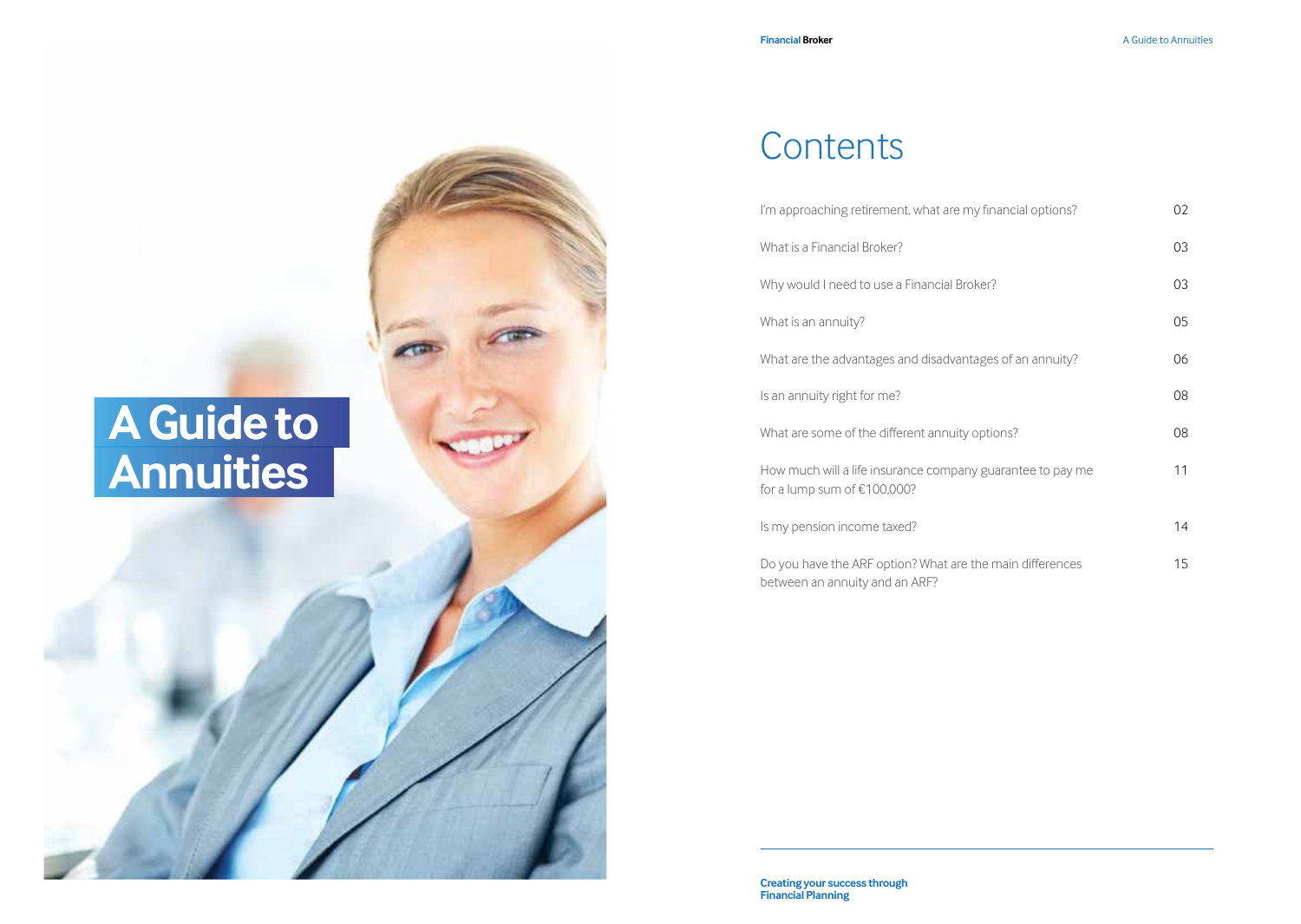# A Guide to Annuities

# Contents

| | |
|---|---|
| I'm approaching retirement, what are my financial options? | 02 |
| What is a Financial Broker? | 03 |
| Why would I need to use a Financial Broker? | 03 |
| What is an annuity? | 05 |
| What are the advantages and disadvantages of an annuity? | 06 |
| Is an annuity right for me? | 08 |
| What are some of the different annuity options? | 08 |
| How much will a life insurance company guarantee to pay me for a lump sum of €100,000? | 11 |
| Is my pension income taxed? | 14 |
| Do you have the ARF option? What are the main differences between an annuity and an ARF? | 15 |

**Creating your success through Financial Planning**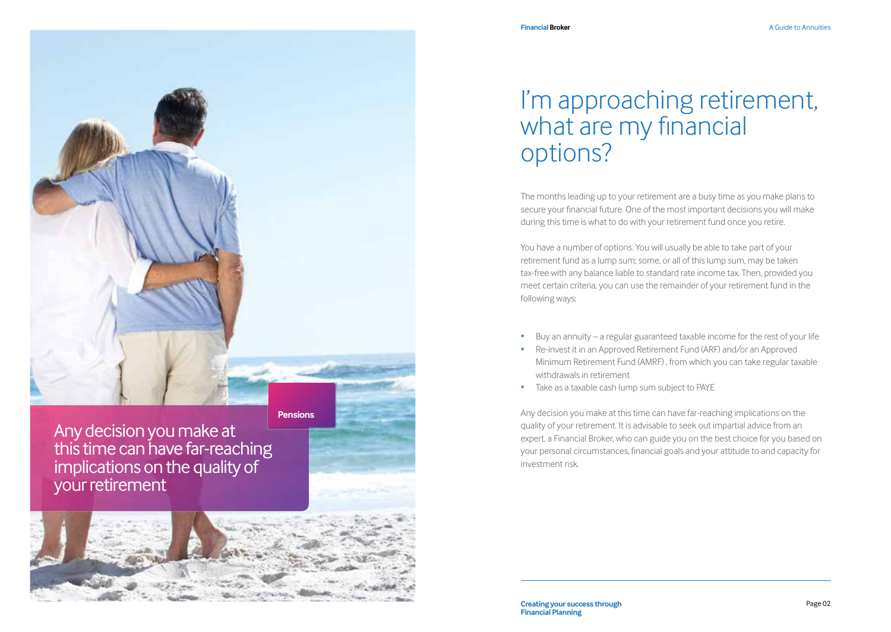Pensions

Any decision you make at this time can have far-reaching implications on the quality of your retirement

# I'm approaching retirement, what are my financial options?

The months leading up to your retirement are a busy time as you make plans to secure your financial future. One of the most important decisions you will make during this time is what to do with your retirement fund once you retire.

You have a number of options. You will usually be able to take part of your retirement fund as a lump sum; some, or all of this lump sum, may be taken tax-free with any balance liable to standard rate income tax. Then, provided you meet certain criteria, you can use the remainder of your retirement fund in the following ways:

- Buy an annuity – a regular guaranteed taxable income for the rest of your life
- Re-invest it in an Approved Retirement Fund (ARF) and/or an Approved Minimum Retirement Fund (AMRF) , from which you can take regular taxable withdrawals in retirement
- Take as a taxable cash lump sum subject to PAYE

Any decision you make at this time can have far-reaching implications on the quality of your retirement. It is advisable to seek out impartial advice from an expert, a Financial Broker, who can guide you on the best choice for you based on your personal circumstances, financial goals and your attitude to and capacity for investment risk.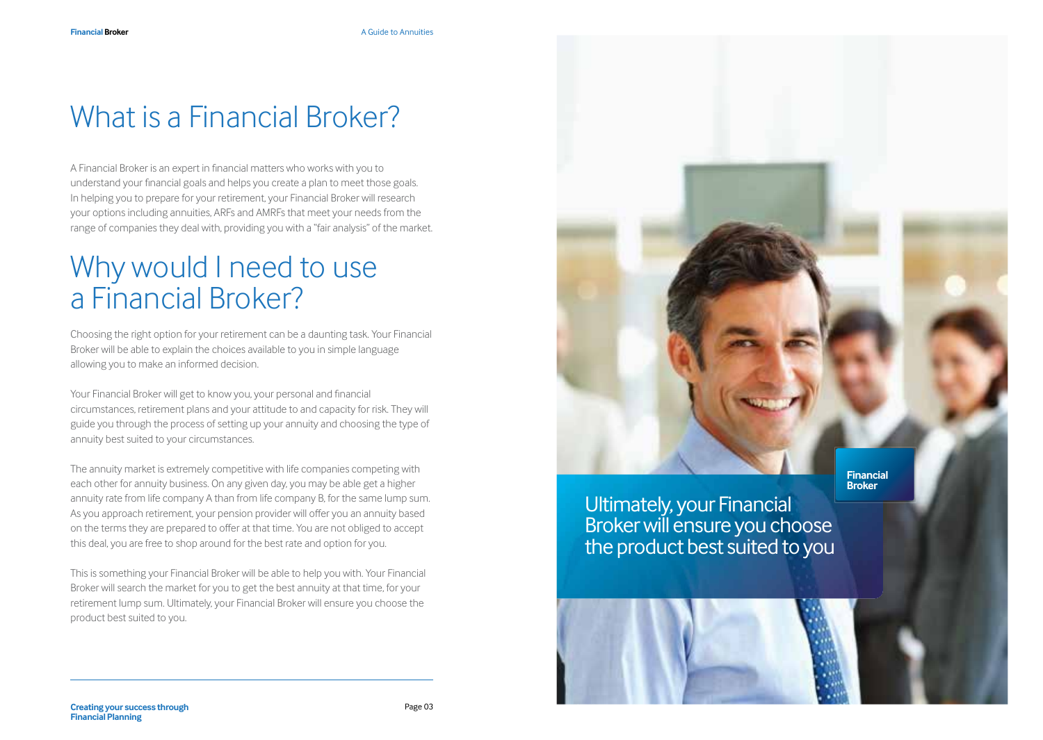# What is a Financial Broker?

A Financial Broker is an expert in financial matters who works with you to understand your financial goals and helps you create a plan to meet those goals. In helping you to prepare for your retirement, your Financial Broker will research your options including annuities, ARFs and AMRFs that meet your needs from the range of companies they deal with, providing you with a "fair analysis" of the market.

# Why would I need to use a Financial Broker?

Choosing the right option for your retirement can be a daunting task. Your Financial Broker will be able to explain the choices available to you in simple language allowing you to make an informed decision.

Your Financial Broker will get to know you, your personal and financial circumstances, retirement plans and your attitude to and capacity for risk. They will guide you through the process of setting up your annuity and choosing the type of annuity best suited to your circumstances.

The annuity market is extremely competitive with life companies competing with each other for annuity business. On any given day, you may be able get a higher annuity rate from life company A than from life company B, for the same lump sum. As you approach retirement, your pension provider will offer you an annuity based on the terms they are prepared to offer at that time. You are not obliged to accept this deal, you are free to shop around for the best rate and option for you.

This is something your Financial Broker will be able to help you with. Your Financial Broker will search the market for you to get the best annuity at that time, for your retirement lump sum. Ultimately, your Financial Broker will ensure you choose the product best suited to you.

**Financial Broker**

Ultimately, your Financial Broker will ensure you choose the product best suited to you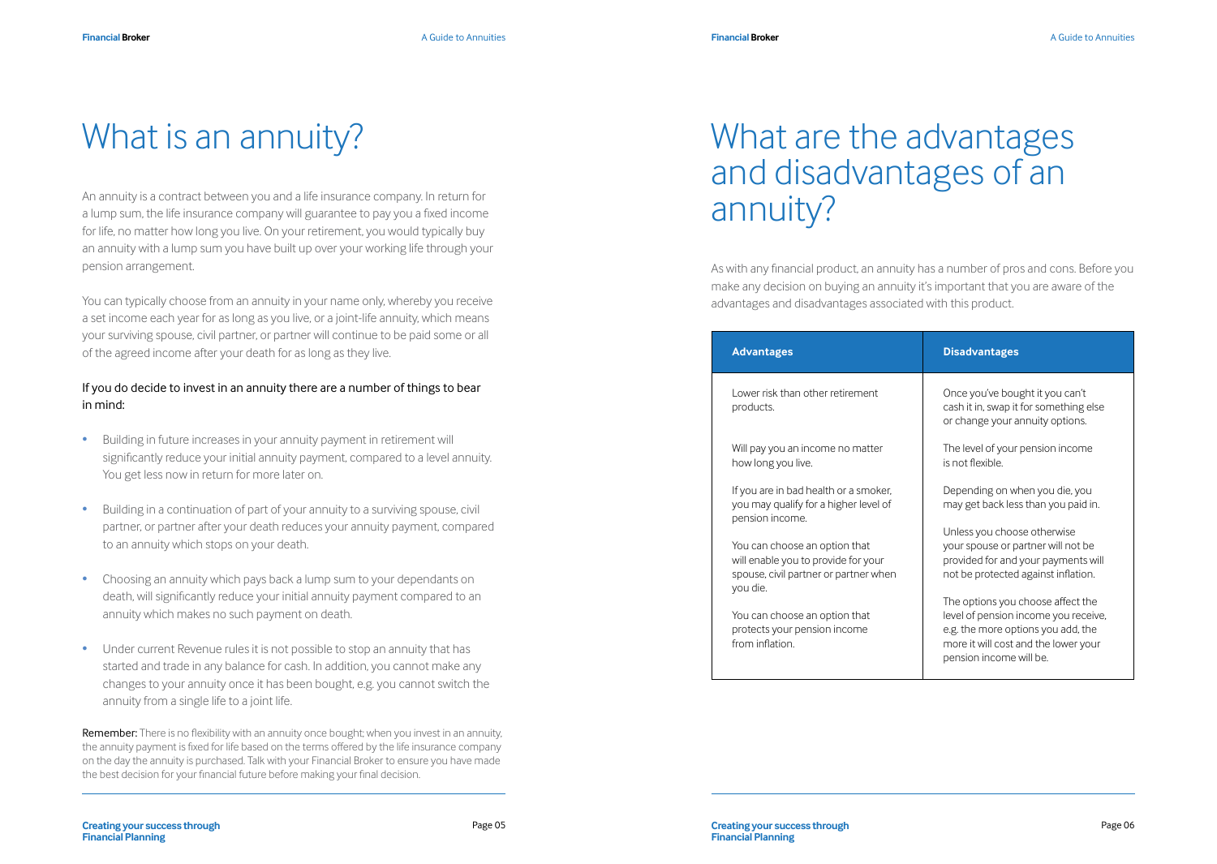# What is an annuity?

An annuity is a contract between you and a life insurance company. In return for a lump sum, the life insurance company will guarantee to pay you a fixed income for life, no matter how long you live. On your retirement, you would typically buy an annuity with a lump sum you have built up over your working life through your pension arrangement.

You can typically choose from an annuity in your name only, whereby you receive a set income each year for as long as you live, or a joint-life annuity, which means your surviving spouse, civil partner, or partner will continue to be paid some or all of the agreed income after your death for as long as they live.

If you do decide to invest in an annuity there are a number of things to bear in mind:

- Building in future increases in your annuity payment in retirement will significantly reduce your initial annuity payment, compared to a level annuity. You get less now in return for more later on.
- Building in a continuation of part of your annuity to a surviving spouse, civil partner, or partner after your death reduces your annuity payment, compared to an annuity which stops on your death.
- Choosing an annuity which pays back a lump sum to your dependants on death, will significantly reduce your initial annuity payment compared to an annuity which makes no such payment on death.
- Under current Revenue rules it is not possible to stop an annuity that has started and trade in any balance for cash. In addition, you cannot make any changes to your annuity once it has been bought, e.g. you cannot switch the annuity from a single life to a joint life.

**Remember:** There is no flexibility with an annuity once bought; when you invest in an annuity, the annuity payment is fixed for life based on the terms offered by the life insurance company on the day the annuity is purchased. Talk with your Financial Broker to ensure you have made the best decision for your financial future before making your final decision.

# What are the advantages and disadvantages of an annuity?

As with any financial product, an annuity has a number of pros and cons. Before you make any decision on buying an annuity it's important that you are aware of the advantages and disadvantages associated with this product.

| Advantages | Disadvantages |
| --- | --- |
| Lower risk than other retirement products. | Once you've bought it you can't cash it in, swap it for something else or change your annuity options. |
| Will pay you an income no matter how long you live. | The level of your pension income is not flexible. |
| If you are in bad health or a smoker, you may qualify for a higher level of pension income. | Depending on when you die, you may get back less than you paid in. |
| You can choose an option that will enable you to provide for your spouse, civil partner or partner when you die. | Unless you choose otherwise your spouse or partner will not be provided for and your payments will not be protected against inflation. |
| You can choose an option that protects your pension income from inflation. | The options you choose affect the level of pension income you receive, e.g. the more options you add, the more it will cost and the lower your pension income will be. |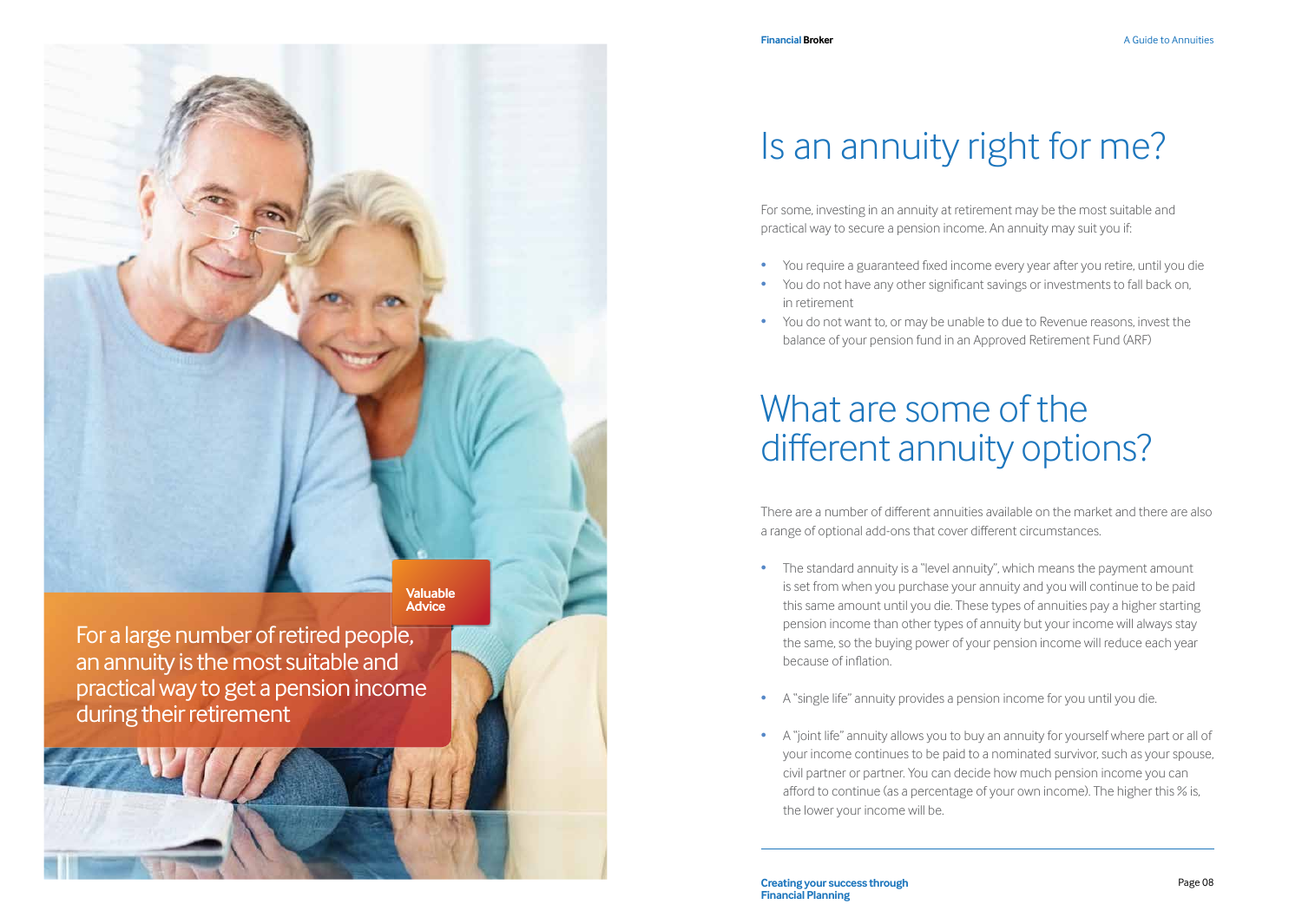**Valuable Advice**

For a large number of retired people, an annuity is the most suitable and practical way to get a pension income during their retirement

# Is an annuity right for me?

For some, investing in an annuity at retirement may be the most suitable and practical way to secure a pension income. An annuity may suit you if:

- You require a guaranteed fixed income every year after you retire, until you die
- You do not have any other significant savings or investments to fall back on, in retirement
- You do not want to, or may be unable to due to Revenue reasons, invest the balance of your pension fund in an Approved Retirement Fund (ARF)

# What are some of the different annuity options?

There are a number of different annuities available on the market and there are also a range of optional add-ons that cover different circumstances.

- The standard annuity is a "level annuity", which means the payment amount is set from when you purchase your annuity and you will continue to be paid this same amount until you die. These types of annuities pay a higher starting pension income than other types of annuity but your income will always stay the same, so the buying power of your pension income will reduce each year because of inflation.

- A "single life" annuity provides a pension income for you until you die.

- A "joint life" annuity allows you to buy an annuity for yourself where part or all of your income continues to be paid to a nominated survivor, such as your spouse, civil partner or partner. You can decide how much pension income you can afford to continue (as a percentage of your own income). The higher this % is, the lower your income will be.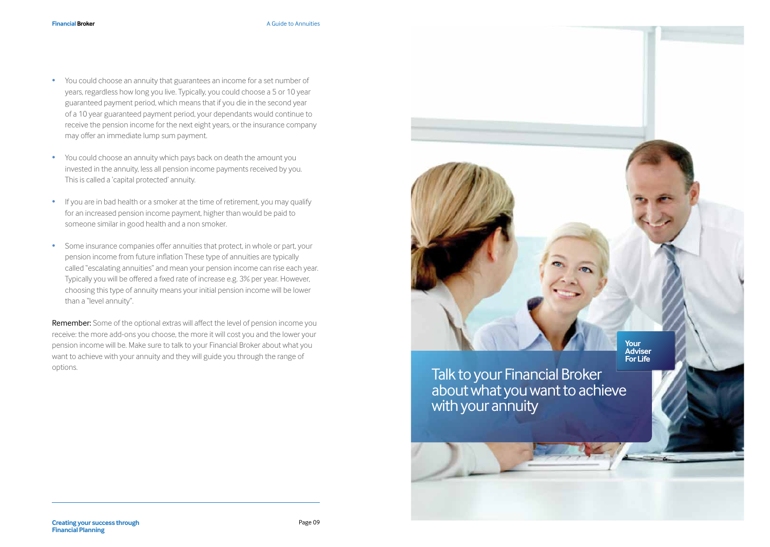- You could choose an annuity that guarantees an income for a set number of years, regardless how long you live. Typically, you could choose a 5 or 10 year guaranteed payment period, which means that if you die in the second year of a 10 year guaranteed payment period, your dependants would continue to receive the pension income for the next eight years, or the insurance company may offer an immediate lump sum payment.

- You could choose an annuity which pays back on death the amount you invested in the annuity, less all pension income payments received by you. This is called a 'capital protected' annuity.

- If you are in bad health or a smoker at the time of retirement, you may qualify for an increased pension income payment, higher than would be paid to someone similar in good health and a non smoker.

- Some insurance companies offer annuities that protect, in whole or part, your pension income from future inflation These type of annuities are typically called "escalating annuities" and mean your pension income can rise each year. Typically you will be offered a fixed rate of increase e.g. 3% per year. However, choosing this type of annuity means your initial pension income will be lower than a "level annuity".

**Remember:** Some of the optional extras will affect the level of pension income you receive: the more add-ons you choose, the more it will cost you and the lower your pension income will be. Make sure to talk to your Financial Broker about what you want to achieve with your annuity and they will guide you through the range of options.

**Your Adviser For Life**

Talk to your Financial Broker about what you want to achieve with your annuity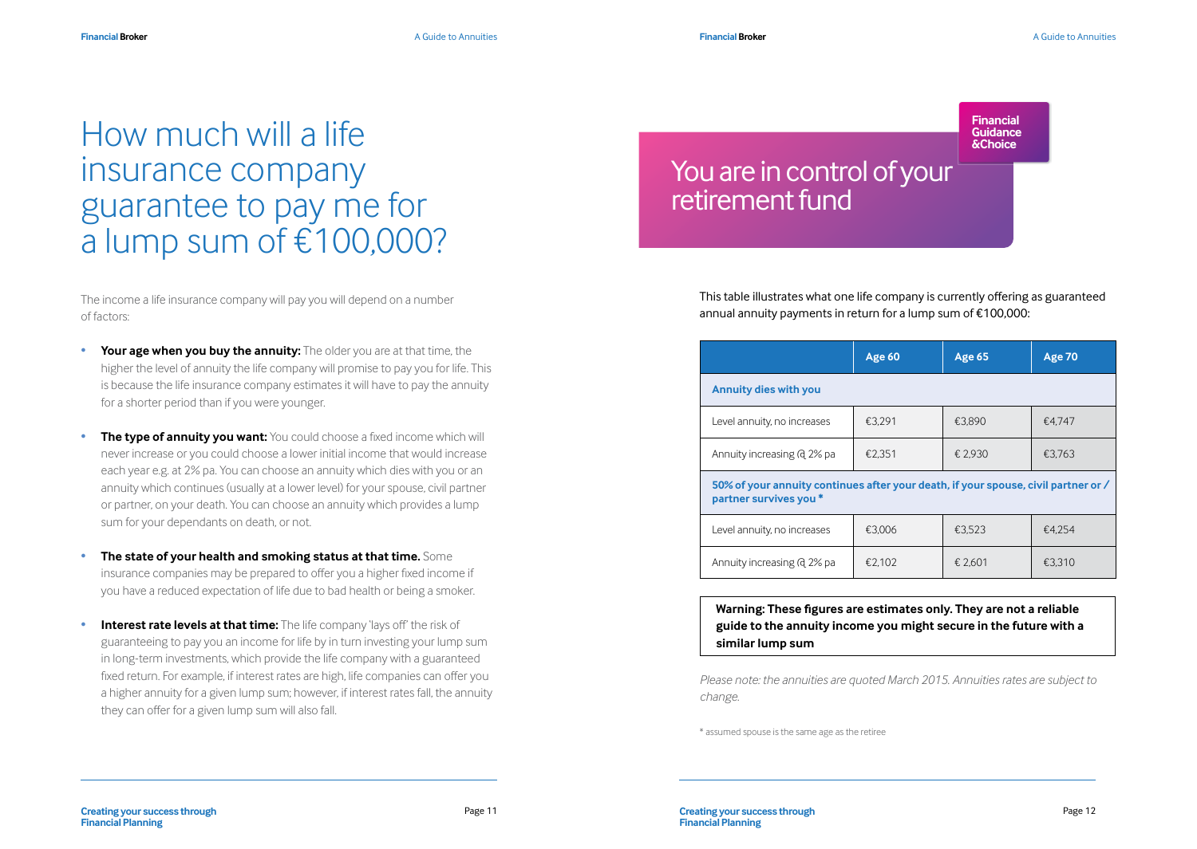# How much will a life insurance company guarantee to pay me for a lump sum of €100,000?

The income a life insurance company will pay you will depend on a number of factors:

- **Your age when you buy the annuity:** The older you are at that time, the higher the level of annuity the life company will promise to pay you for life. This is because the life insurance company estimates it will have to pay the annuity for a shorter period than if you were younger.
- **The type of annuity you want:** You could choose a fixed income which will never increase or you could choose a lower initial income that would increase each year e.g. at 2% pa. You can choose an annuity which dies with you or an annuity which continues (usually at a lower level) for your spouse, civil partner or partner, on your death. You can choose an annuity which provides a lump sum for your dependants on death, or not.
- **The state of your health and smoking status at that time.** Some insurance companies may be prepared to offer you a higher fixed income if you have a reduced expectation of life due to bad health or being a smoker.
- **Interest rate levels at that time:** The life company 'lays off' the risk of guaranteeing to pay you an income for life by in turn investing your lump sum in long-term investments, which provide the life company with a guaranteed fixed return. For example, if interest rates are high, life companies can offer you a higher annuity for a given lump sum; however, if interest rates fall, the annuity they can offer for a given lump sum will also fall.

Financial Guidance &Choice

# You are in control of your retirement fund

This table illustrates what one life company is currently offering as guaranteed annual annuity payments in return for a lump sum of €100,000:

| | Age 60 | Age 65 | Age 70 |
|---|---|---|---|
| **Annuity dies with you** | | | |
| Level annuity, no increases | €3,291 | €3,890 | €4,747 |
| Annuity increasing @ 2% pa | €2,351 | € 2,930 | €3,763 |
| **50% of your annuity continues after your death, if your spouse, civil partner or / partner survives you \*** | | | |
| Level annuity, no increases | €3,006 | €3,523 | €4,254 |
| Annuity increasing @ 2% pa | €2,102 | € 2,601 | €3,310 |

**Warning: These figures are estimates only. They are not a reliable guide to the annuity income you might secure in the future with a similar lump sum**

*Please note: the annuities are quoted March 2015. Annuities rates are subject to change.*

\* assumed spouse is the same age as the retiree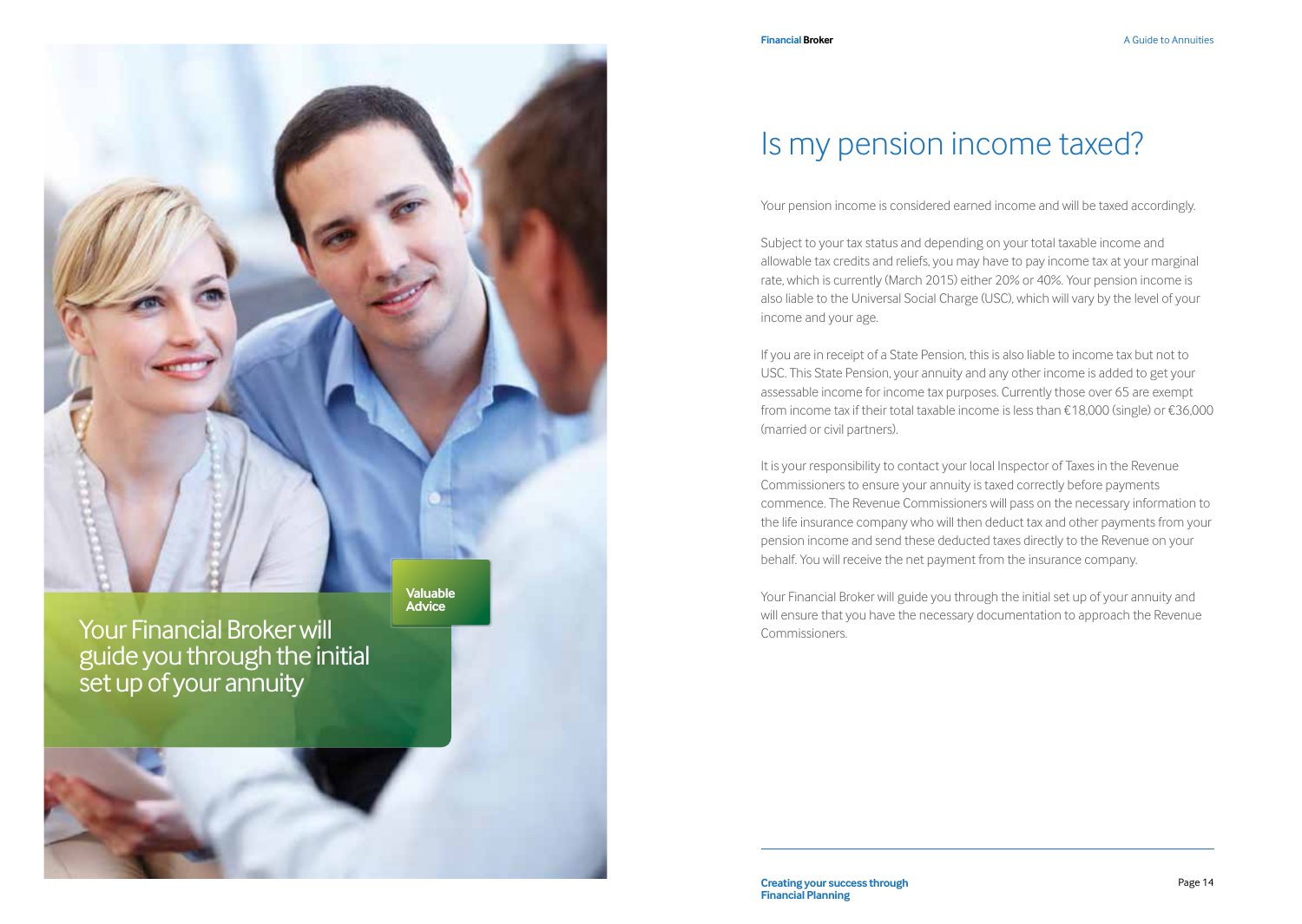Valuable Advice

Your Financial Broker will guide you through the initial set up of your annuity

# Is my pension income taxed?

Your pension income is considered earned income and will be taxed accordingly.

Subject to your tax status and depending on your total taxable income and allowable tax credits and reliefs, you may have to pay income tax at your marginal rate, which is currently (March 2015) either 20% or 40%. Your pension income is also liable to the Universal Social Charge (USC), which will vary by the level of your income and your age.

If you are in receipt of a State Pension, this is also liable to income tax but not to USC. This State Pension, your annuity and any other income is added to get your assessable income for income tax purposes. Currently those over 65 are exempt from income tax if their total taxable income is less than €18,000 (single) or €36,000 (married or civil partners).

It is your responsibility to contact your local Inspector of Taxes in the Revenue Commissioners to ensure your annuity is taxed correctly before payments commence. The Revenue Commissioners will pass on the necessary information to the life insurance company who will then deduct tax and other payments from your pension income and send these deducted taxes directly to the Revenue on your behalf. You will receive the net payment from the insurance company.

Your Financial Broker will guide you through the initial set up of your annuity and will ensure that you have the necessary documentation to approach the Revenue Commissioners.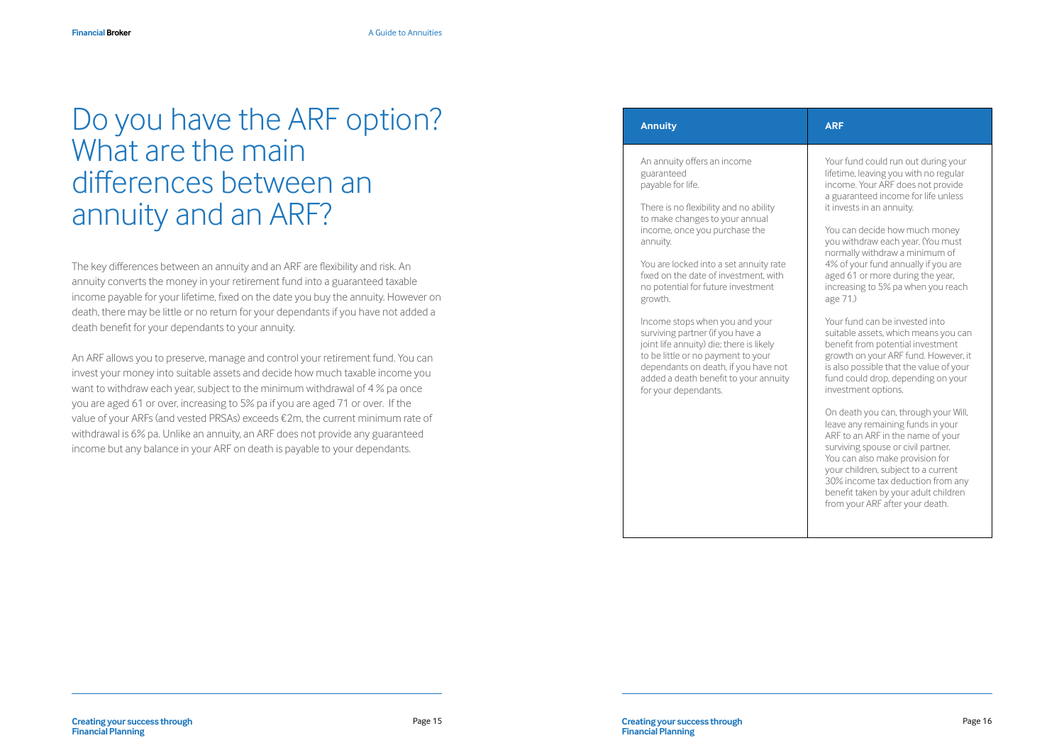# Do you have the ARF option? What are the main differences between an annuity and an ARF?

The key differences between an annuity and an ARF are flexibility and risk. An annuity converts the money in your retirement fund into a guaranteed taxable income payable for your lifetime, fixed on the date you buy the annuity. However on death, there may be little or no return for your dependants if you have not added a death benefit for your dependants to your annuity.

An ARF allows you to preserve, manage and control your retirement fund. You can invest your money into suitable assets and decide how much taxable income you want to withdraw each year, subject to the minimum withdrawal of 4 % pa once you are aged 61 or over, increasing to 5% pa if you are aged 71 or over. If the value of your ARFs (and vested PRSAs) exceeds €2m, the current minimum rate of withdrawal is 6% pa. Unlike an annuity, an ARF does not provide any guaranteed income but any balance in your ARF on death is payable to your dependants.

| Annuity | ARF |
| --- | --- |
| An annuity offers an income guaranteed payable for life.<br><br>There is no flexibility and no ability to make changes to your annual income, once you purchase the annuity.<br><br>You are locked into a set annuity rate fixed on the date of investment, with no potential for future investment growth.<br><br>Income stops when you and your surviving partner (if you have a joint life annuity) die; there is likely to be little or no payment to your dependants on death, if you have not added a death benefit to your annuity for your dependants. | Your fund could run out during your lifetime, leaving you with no regular income. Your ARF does not provide a guaranteed income for life unless it invests in an annuity.<br><br>You can decide how much money you withdraw each year. (You must normally withdraw a minimum of 4% of your fund annually if you are aged 61 or more during the year, increasing to 5% pa when you reach age 71.)<br><br>Your fund can be invested into suitable assets, which means you can benefit from potential investment growth on your ARF fund. However, it is also possible that the value of your fund could drop, depending on your investment options.<br><br>On death you can, through your Will, leave any remaining funds in your ARF to an ARF in the name of your surviving spouse or civil partner. You can also make provision for your children, subject to a current 30% income tax deduction from any benefit taken by your adult children from your ARF after your death. |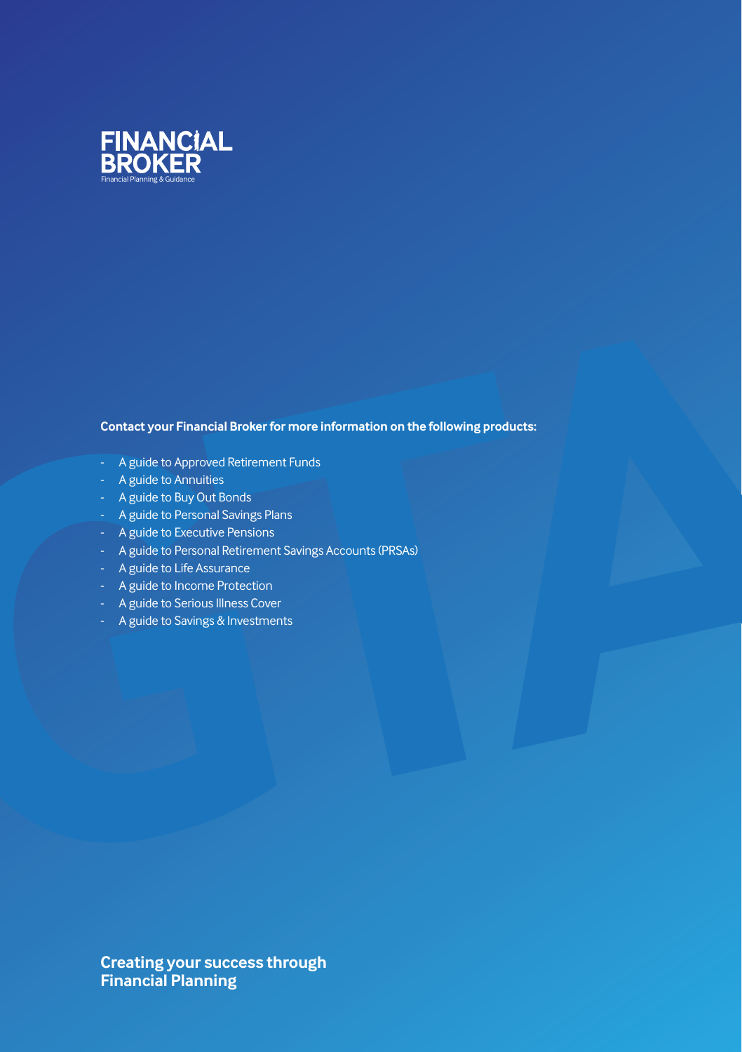FINANCIAL BROKER

Financial Planning & Guidance

**Contact your Financial Broker for more information on the following products:**

- A guide to Approved Retirement Funds
- A guide to Annuities
- A guide to Buy Out Bonds
- A guide to Personal Savings Plans
- A guide to Executive Pensions
- A guide to Personal Retirement Savings Accounts (PRSAs)
- A guide to Life Assurance
- A guide to Income Protection
- A guide to Serious Illness Cover
- A guide to Savings & Investments

**Creating your success through Financial Planning**